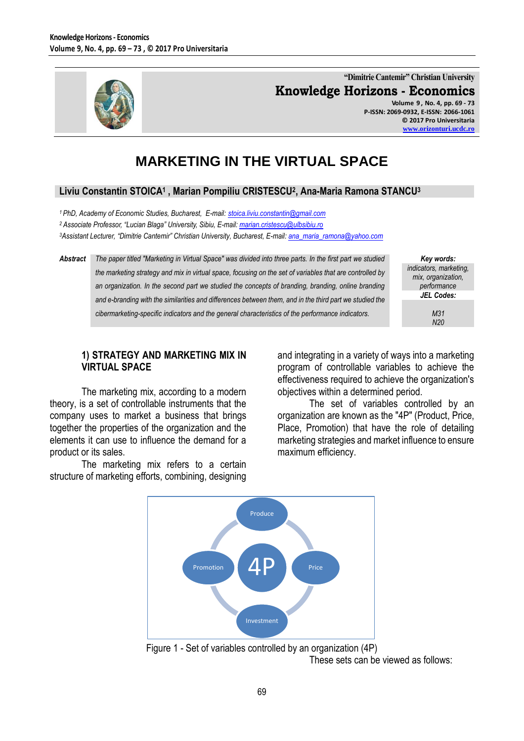"Dimitrie Cantemir" Christian University

**Knowledge Horizons - Economics**

Volume 9, No. 4, pp. 69 - 73
P-ISSN: 2069-0932, E-ISSN: 2066-1061
© 2017 Pro Universitaria
www.orizonturi.ucdc.ro

# MARKETING IN THE VIRTUAL SPACE

**Liviu Constantin STOICA[1] , Marian Pompiliu CRISTESCU[2], Ana-Maria Ramona STANCU[3]**

*[1] PhD, Academy of Economic Studies, Bucharest, E-mail: stoica.liviu.constantin@gmail.com*
*[2] Associate Professor, "Lucian Blaga" University, Sibiu, E-mail: marian.cristescu@ulbsibiu.ro*
*[3]Assistant Lecturer, "Dimitrie Cantemir" Christian University, Bucharest, E-mail: ana_maria_ramona@yahoo.com*

***Abstract*** *The paper titled "Marketing in Virtual Space" was divided into three parts. In the first part we studied the marketing strategy and mix in virtual space, focusing on the set of variables that are controlled by an organization. In the second part we studied the concepts of branding, branding, online branding and e-branding with the similarities and differences between them, and in the third part we studied the cibermarketing-specific indicators and the general characteristics of the performance indicators.*

***Key words:*** *indicators, marketing, mix, organization, performance*

***JEL Codes:*** *M31, N20*

## 1) STRATEGY AND MARKETING MIX IN VIRTUAL SPACE

The marketing mix, according to a modern theory, is a set of controllable instruments that the company uses to market a business that brings together the properties of the organization and the elements it can use to influence the demand for a product or its sales.

The marketing mix refers to a certain structure of marketing efforts, combining, designing and integrating in a variety of ways into a marketing program of controllable variables to achieve the effectiveness required to achieve the organization's objectives within a determined period.

The set of variables controlled by an organization are known as the "4P" (Product, Price, Place, Promotion) that have the role of detailing marketing strategies and market influence to ensure maximum efficiency.

Produce — Price — Investment — Promotion (4P)

Figure 1 - Set of variables controlled by an organization (4P)

These sets can be viewed as follows: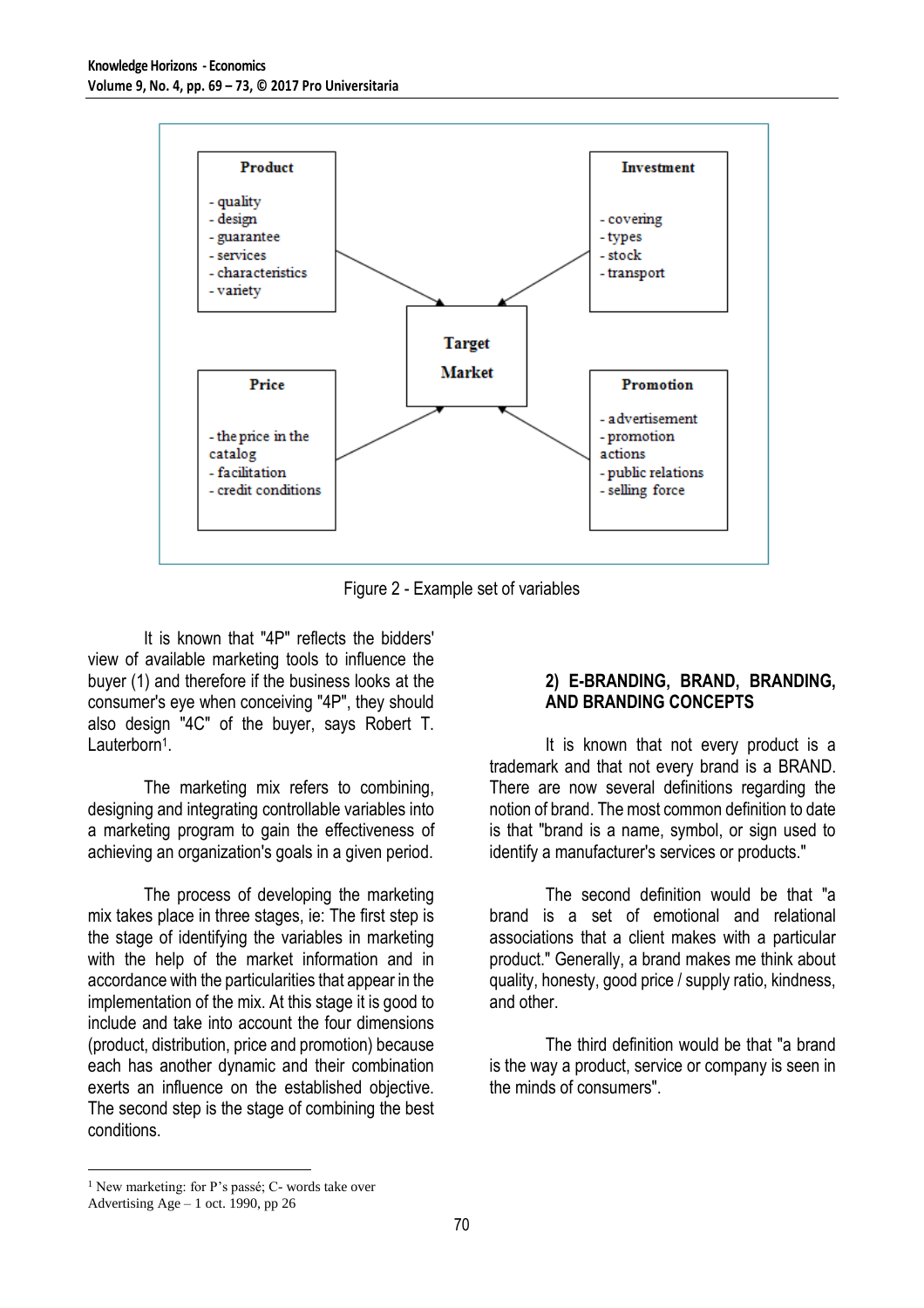**Product**
- quality
- design
- guarantee
- services
- characteristics
- variety

**Investment**
- covering
- types
- stock
- transport

**Target Market**

**Price**
- the price in the catalog
- facilitation
- credit conditions

**Promotion**
- advertisement
- promotion actions
- public relations
- selling force

Figure 2 - Example set of variables

It is known that "4P" reflects the bidders' view of available marketing tools to influence the buyer (1) and therefore if the business looks at the consumer's eye when conceiving "4P", they should also design "4C" of the buyer, says Robert T. Lauterborn[1].

The marketing mix refers to combining, designing and integrating controllable variables into a marketing program to gain the effectiveness of achieving an organization's goals in a given period.

The process of developing the marketing mix takes place in three stages, ie: The first step is the stage of identifying the variables in marketing with the help of the market information and in accordance with the particularities that appear in the implementation of the mix. At this stage it is good to include and take into account the four dimensions (product, distribution, price and promotion) because each has another dynamic and their combination exerts an influence on the established objective. The second step is the stage of combining the best conditions.

## 2) E-BRANDING, BRAND, BRANDING, AND BRANDING CONCEPTS

It is known that not every product is a trademark and that not every brand is a BRAND. There are now several definitions regarding the notion of brand. The most common definition to date is that "brand is a name, symbol, or sign used to identify a manufacturer's services or products."

The second definition would be that "a brand is a set of emotional and relational associations that a client makes with a particular product." Generally, a brand makes me think about quality, honesty, good price / supply ratio, kindness, and other.

The third definition would be that "a brand is the way a product, service or company is seen in the minds of consumers".

[1] New marketing: for P's passé; C- words take over Advertising Age – 1 oct. 1990, pp 26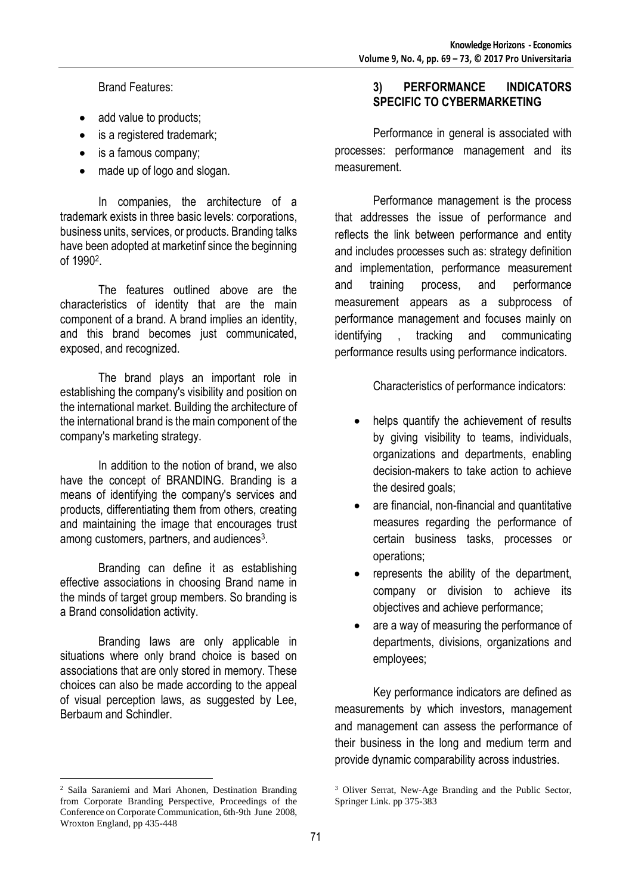Brand Features:

- add value to products;
- is a registered trademark;
- is a famous company;
- made up of logo and slogan.

In companies, the architecture of a trademark exists in three basic levels: corporations, business units, services, or products. Branding talks have been adopted at marketinf since the beginning of 1990[2].

The features outlined above are the characteristics of identity that are the main component of a brand. A brand implies an identity, and this brand becomes just communicated, exposed, and recognized.

The brand plays an important role in establishing the company's visibility and position on the international market. Building the architecture of the international brand is the main component of the company's marketing strategy.

In addition to the notion of brand, we also have the concept of BRANDING. Branding is a means of identifying the company's services and products, differentiating them from others, creating and maintaining the image that encourages trust among customers, partners, and audiences[3].

Branding can define it as establishing effective associations in choosing Brand name in the minds of target group members. So branding is a Brand consolidation activity.

Branding laws are only applicable in situations where only brand choice is based on associations that are only stored in memory. These choices can also be made according to the appeal of visual perception laws, as suggested by Lee, Berbaum and Schindler.

## 3) PERFORMANCE INDICATORS SPECIFIC TO CYBERMARKETING

Performance in general is associated with processes: performance management and its measurement.

Performance management is the process that addresses the issue of performance and reflects the link between performance and entity and includes processes such as: strategy definition and implementation, performance measurement and training process, and performance measurement appears as a subprocess of performance management and focuses mainly on identifying , tracking and communicating performance results using performance indicators.

Characteristics of performance indicators:

- helps quantify the achievement of results by giving visibility to teams, individuals, organizations and departments, enabling decision-makers to take action to achieve the desired goals;
- are financial, non-financial and quantitative measures regarding the performance of certain business tasks, processes or operations;
- represents the ability of the department, company or division to achieve its objectives and achieve performance;
- are a way of measuring the performance of departments, divisions, organizations and employees;

Key performance indicators are defined as measurements by which investors, management and management can assess the performance of their business in the long and medium term and provide dynamic comparability across industries.

---

[2] Saila Saraniemi and Mari Ahonen, Destination Branding from Corporate Branding Perspective, Proceedings of the Conference on Corporate Communication, 6th-9th June 2008, Wroxton England, pp 435-448

[3] Oliver Serrat, New-Age Branding and the Public Sector, Springer Link. pp 375-383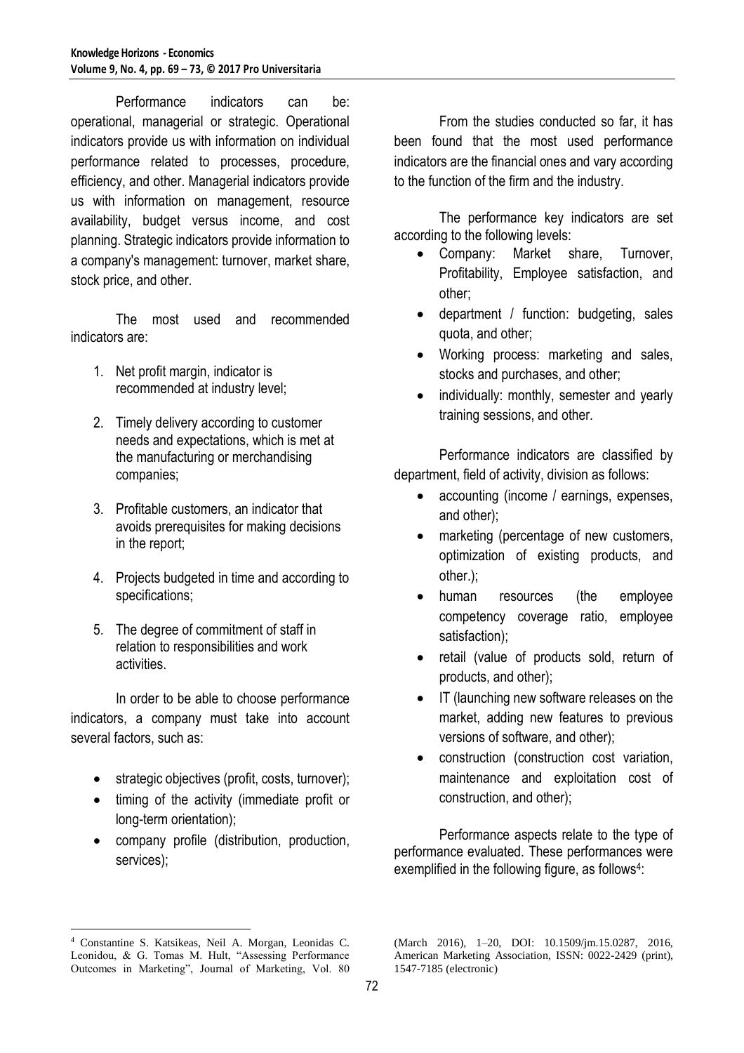Performance indicators can be: operational, managerial or strategic. Operational indicators provide us with information on individual performance related to processes, procedure, efficiency, and other. Managerial indicators provide us with information on management, resource availability, budget versus income, and cost planning. Strategic indicators provide information to a company's management: turnover, market share, stock price, and other.

The most used and recommended indicators are:

1. Net profit margin, indicator is recommended at industry level;

2. Timely delivery according to customer needs and expectations, which is met at the manufacturing or merchandising companies;

3. Profitable customers, an indicator that avoids prerequisites for making decisions in the report;

4. Projects budgeted in time and according to specifications;

5. The degree of commitment of staff in relation to responsibilities and work activities.

In order to be able to choose performance indicators, a company must take into account several factors, such as:

- strategic objectives (profit, costs, turnover);
- timing of the activity (immediate profit or long-term orientation);
- company profile (distribution, production, services);

From the studies conducted so far, it has been found that the most used performance indicators are the financial ones and vary according to the function of the firm and the industry.

The performance key indicators are set according to the following levels:

- Company: Market share, Turnover, Profitability, Employee satisfaction, and other;
- department / function: budgeting, sales quota, and other;
- Working process: marketing and sales, stocks and purchases, and other;
- individually: monthly, semester and yearly training sessions, and other.

Performance indicators are classified by department, field of activity, division as follows:

- accounting (income / earnings, expenses, and other);
- marketing (percentage of new customers, optimization of existing products, and other.);
- human resources (the employee competency coverage ratio, employee satisfaction);
- retail (value of products sold, return of products, and other);
- IT (launching new software releases on the market, adding new features to previous versions of software, and other);
- construction (construction cost variation, maintenance and exploitation cost of construction, and other);

Performance aspects relate to the type of performance evaluated. These performances were exemplified in the following figure, as follows[4]:

[4] Constantine S. Katsikeas, Neil A. Morgan, Leonidas C. Leonidou, & G. Tomas M. Hult, "Assessing Performance Outcomes in Marketing", Journal of Marketing, Vol. 80 (March 2016), 1–20, DOI: 10.1509/jm.15.0287, 2016, American Marketing Association, ISSN: 0022-2429 (print), 1547-7185 (electronic)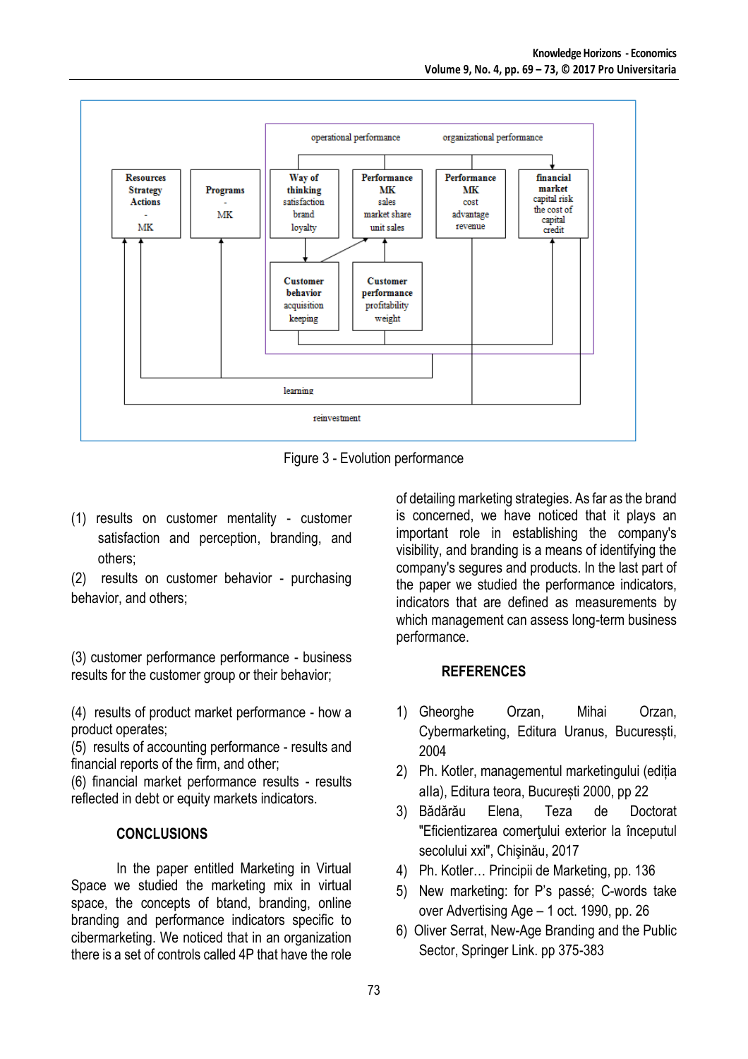operational performance

organizational performance

Resources
Strategy
Actions
-
MK

Programs
-
MK

Way of thinking
satisfaction
brand
loyalty

Performance
MK
sales
market share
unit sales

Performance
MK
cost
advantage
revenue

financial market
capital risk
the cost of capital
credit

Customer behavior
acquisition
keeping

Customer performance
profitability
weight

learning

reinvestment

Figure 3 - Evolution performance

(1) results on customer mentality - customer satisfaction and perception, branding, and others;

(2) results on customer behavior - purchasing behavior, and others;

(3) customer performance performance - business results for the customer group or their behavior;

(4) results of product market performance - how a product operates;

(5) results of accounting performance - results and financial reports of the firm, and other;

(6) financial market performance results - results reflected in debt or equity markets indicators.

## CONCLUSIONS

In the paper entitled Marketing in Virtual Space we studied the marketing mix in virtual space, the concepts of btand, branding, online branding and performance indicators specific to cibermarketing. We noticed that in an organization there is a set of controls called 4P that have the role of detailing marketing strategies. As far as the brand is concerned, we have noticed that it plays an important role in establishing the company's visibility, and branding is a means of identifying the company's segures and products. In the last part of the paper we studied the performance indicators, indicators that are defined as measurements by which management can assess long-term business performance.

## REFERENCES

1) Gheorghe Orzan, Mihai Orzan, Cybermarketing, Editura Uranus, Bucuressți, 2004
2) Ph. Kotler, managementul marketingului (ediția aIIa), Editura teora, București 2000, pp 22
3) Bădărău Elena, Teza de Doctorat "Eficientizarea comerţului exterior la începutul secolului xxi", Chişinău, 2017
4) Ph. Kotler… Principii de Marketing, pp. 136
5) New marketing: for P's passé; C-words take over Advertising Age – 1 oct. 1990, pp. 26
6) Oliver Serrat, New-Age Branding and the Public Sector, Springer Link. pp 375-383